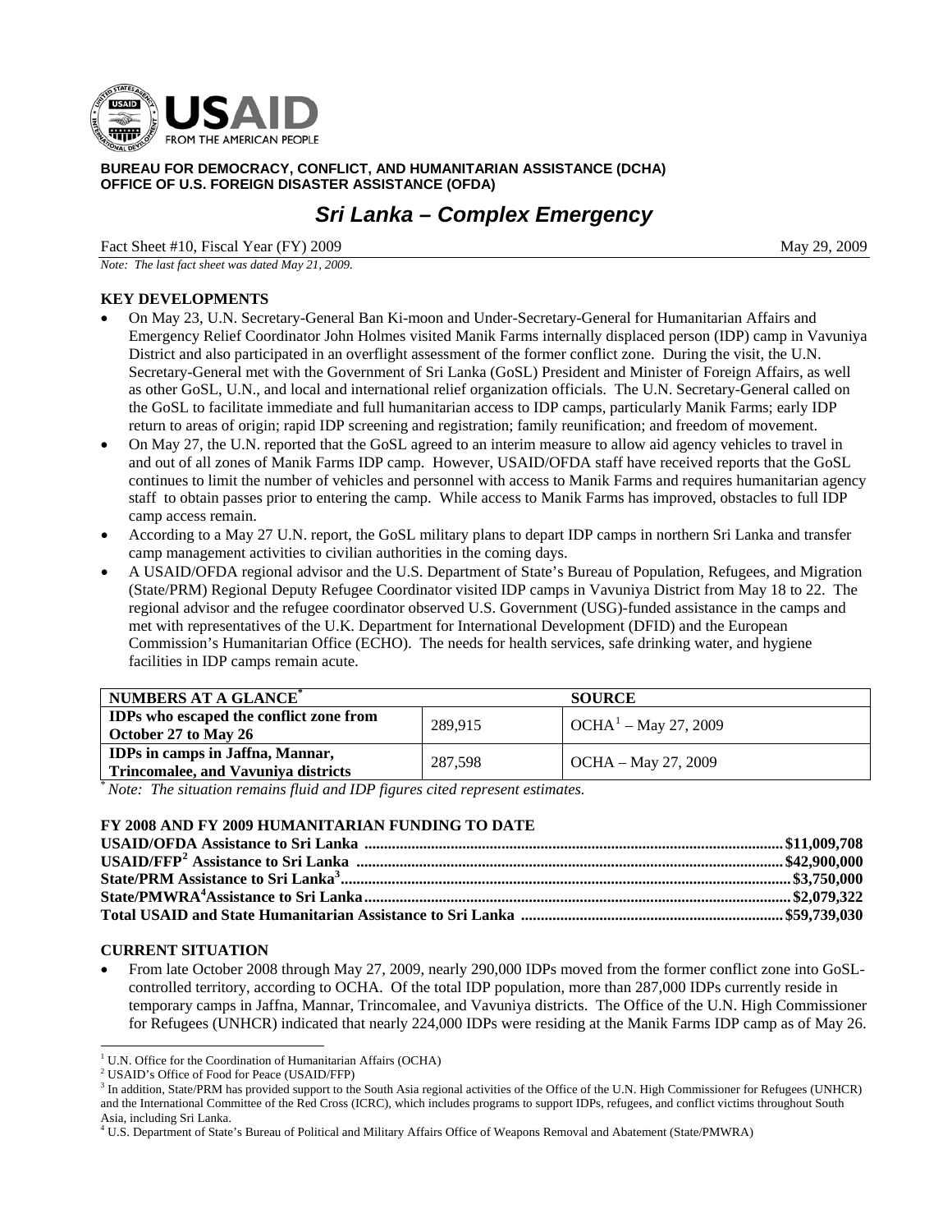**BUREAU FOR DEMOCRACY, CONFLICT, AND HUMANITARIAN ASSISTANCE (DCHA)**
**OFFICE OF U.S. FOREIGN DISASTER ASSISTANCE (OFDA)**

# *Sri Lanka – Complex Emergency*

Fact Sheet #10, Fiscal Year (FY) 2009 May 29, 2009

*Note: The last fact sheet was dated May 21, 2009.*

## KEY DEVELOPMENTS

- On May 23, U.N. Secretary-General Ban Ki-moon and Under-Secretary-General for Humanitarian Affairs and Emergency Relief Coordinator John Holmes visited Manik Farms internally displaced person (IDP) camp in Vavuniya District and also participated in an overflight assessment of the former conflict zone. During the visit, the U.N. Secretary-General met with the Government of Sri Lanka (GoSL) President and Minister of Foreign Affairs, as well as other GoSL, U.N., and local and international relief organization officials. The U.N. Secretary-General called on the GoSL to facilitate immediate and full humanitarian access to IDP camps, particularly Manik Farms; early IDP return to areas of origin; rapid IDP screening and registration; family reunification; and freedom of movement.
- On May 27, the U.N. reported that the GoSL agreed to an interim measure to allow aid agency vehicles to travel in and out of all zones of Manik Farms IDP camp. However, USAID/OFDA staff have received reports that the GoSL continues to limit the number of vehicles and personnel with access to Manik Farms and requires humanitarian agency staff to obtain passes prior to entering the camp. While access to Manik Farms has improved, obstacles to full IDP camp access remain.
- According to a May 27 U.N. report, the GoSL military plans to depart IDP camps in northern Sri Lanka and transfer camp management activities to civilian authorities in the coming days.
- A USAID/OFDA regional advisor and the U.S. Department of State's Bureau of Population, Refugees, and Migration (State/PRM) Regional Deputy Refugee Coordinator visited IDP camps in Vavuniya District from May 18 to 22. The regional advisor and the refugee coordinator observed U.S. Government (USG)-funded assistance in the camps and met with representatives of the U.K. Department for International Development (DFID) and the European Commission's Humanitarian Office (ECHO). The needs for health services, safe drinking water, and hygiene facilities in IDP camps remain acute.

| NUMBERS AT A GLANCE* | | SOURCE |
|---|---|---|
| **IDPs who escaped the conflict zone from October 27 to May 26** | 289,915 | OCHA[1] – May 27, 2009 |
| **IDPs in camps in Jaffna, Mannar, Trincomalee, and Vavuniya districts** | 287,598 | OCHA – May 27, 2009 |

\* *Note: The situation remains fluid and IDP figures cited represent estimates.*

## FY 2008 AND FY 2009 HUMANITARIAN FUNDING TO DATE

**USAID/OFDA Assistance to Sri Lanka ........ $11,009,708**
**USAID/FFP[2] Assistance to Sri Lanka ........ $42,900,000**
**State/PRM Assistance to Sri Lanka[3] ........ $3,750,000**
**State/PMWRA[4] Assistance to Sri Lanka ........ $2,079,322**
**Total USAID and State Humanitarian Assistance to Sri Lanka ........ $59,739,030**

## CURRENT SITUATION

- From late October 2008 through May 27, 2009, nearly 290,000 IDPs moved from the former conflict zone into GoSL-controlled territory, according to OCHA. Of the total IDP population, more than 287,000 IDPs currently reside in temporary camps in Jaffna, Mannar, Trincomalee, and Vavuniya districts. The Office of the U.N. High Commissioner for Refugees (UNHCR) indicated that nearly 224,000 IDPs were residing at the Manik Farms IDP camp as of May 26.

---

[1] U.N. Office for the Coordination of Humanitarian Affairs (OCHA)
[2] USAID's Office of Food for Peace (USAID/FFP)
[3] In addition, State/PRM has provided support to the South Asia regional activities of the Office of the U.N. High Commissioner for Refugees (UNHCR) and the International Committee of the Red Cross (ICRC), which includes programs to support IDPs, refugees, and conflict victims throughout South Asia, including Sri Lanka.
[4] U.S. Department of State's Bureau of Political and Military Affairs Office of Weapons Removal and Abatement (State/PMWRA)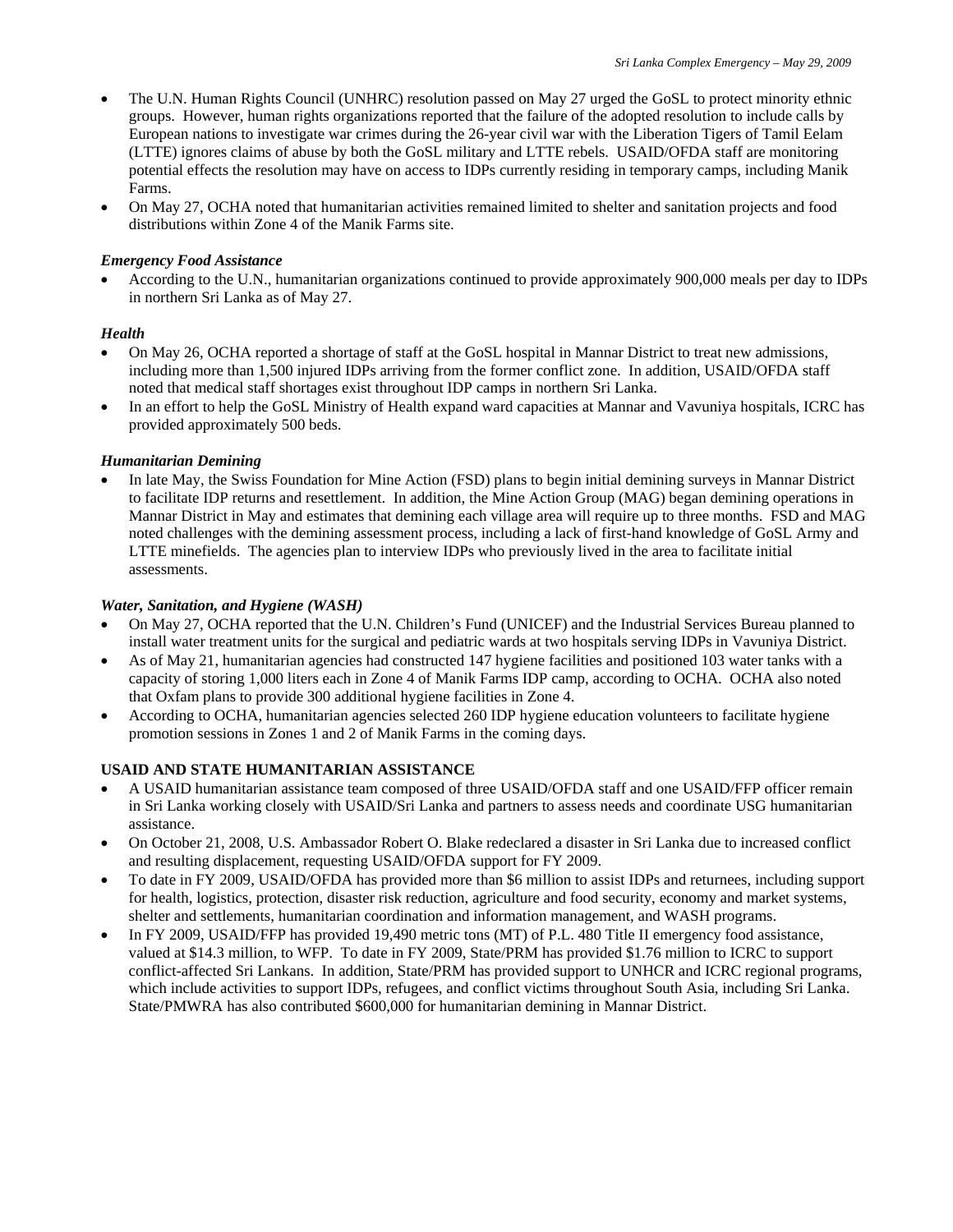- The U.N. Human Rights Council (UNHRC) resolution passed on May 27 urged the GoSL to protect minority ethnic groups. However, human rights organizations reported that the failure of the adopted resolution to include calls by European nations to investigate war crimes during the 26-year civil war with the Liberation Tigers of Tamil Eelam (LTTE) ignores claims of abuse by both the GoSL military and LTTE rebels. USAID/OFDA staff are monitoring potential effects the resolution may have on access to IDPs currently residing in temporary camps, including Manik Farms.
- On May 27, OCHA noted that humanitarian activities remained limited to shelter and sanitation projects and food distributions within Zone 4 of the Manik Farms site.

***Emergency Food Assistance***

- According to the U.N., humanitarian organizations continued to provide approximately 900,000 meals per day to IDPs in northern Sri Lanka as of May 27.

***Health***

- On May 26, OCHA reported a shortage of staff at the GoSL hospital in Mannar District to treat new admissions, including more than 1,500 injured IDPs arriving from the former conflict zone. In addition, USAID/OFDA staff noted that medical staff shortages exist throughout IDP camps in northern Sri Lanka.
- In an effort to help the GoSL Ministry of Health expand ward capacities at Mannar and Vavuniya hospitals, ICRC has provided approximately 500 beds.

***Humanitarian Demining***

- In late May, the Swiss Foundation for Mine Action (FSD) plans to begin initial demining surveys in Mannar District to facilitate IDP returns and resettlement. In addition, the Mine Action Group (MAG) began demining operations in Mannar District in May and estimates that demining each village area will require up to three months. FSD and MAG noted challenges with the demining assessment process, including a lack of first-hand knowledge of GoSL Army and LTTE minefields. The agencies plan to interview IDPs who previously lived in the area to facilitate initial assessments.

***Water, Sanitation, and Hygiene (WASH)***

- On May 27, OCHA reported that the U.N. Children's Fund (UNICEF) and the Industrial Services Bureau planned to install water treatment units for the surgical and pediatric wards at two hospitals serving IDPs in Vavuniya District.
- As of May 21, humanitarian agencies had constructed 147 hygiene facilities and positioned 103 water tanks with a capacity of storing 1,000 liters each in Zone 4 of Manik Farms IDP camp, according to OCHA. OCHA also noted that Oxfam plans to provide 300 additional hygiene facilities in Zone 4.
- According to OCHA, humanitarian agencies selected 260 IDP hygiene education volunteers to facilitate hygiene promotion sessions in Zones 1 and 2 of Manik Farms in the coming days.

**USAID AND STATE HUMANITARIAN ASSISTANCE**

- A USAID humanitarian assistance team composed of three USAID/OFDA staff and one USAID/FFP officer remain in Sri Lanka working closely with USAID/Sri Lanka and partners to assess needs and coordinate USG humanitarian assistance.
- On October 21, 2008, U.S. Ambassador Robert O. Blake redeclared a disaster in Sri Lanka due to increased conflict and resulting displacement, requesting USAID/OFDA support for FY 2009.
- To date in FY 2009, USAID/OFDA has provided more than $6 million to assist IDPs and returnees, including support for health, logistics, protection, disaster risk reduction, agriculture and food security, economy and market systems, shelter and settlements, humanitarian coordination and information management, and WASH programs.
- In FY 2009, USAID/FFP has provided 19,490 metric tons (MT) of P.L. 480 Title II emergency food assistance, valued at $14.3 million, to WFP. To date in FY 2009, State/PRM has provided $1.76 million to ICRC to support conflict-affected Sri Lankans. In addition, State/PRM has provided support to UNHCR and ICRC regional programs, which include activities to support IDPs, refugees, and conflict victims throughout South Asia, including Sri Lanka. State/PMWRA has also contributed $600,000 for humanitarian demining in Mannar District.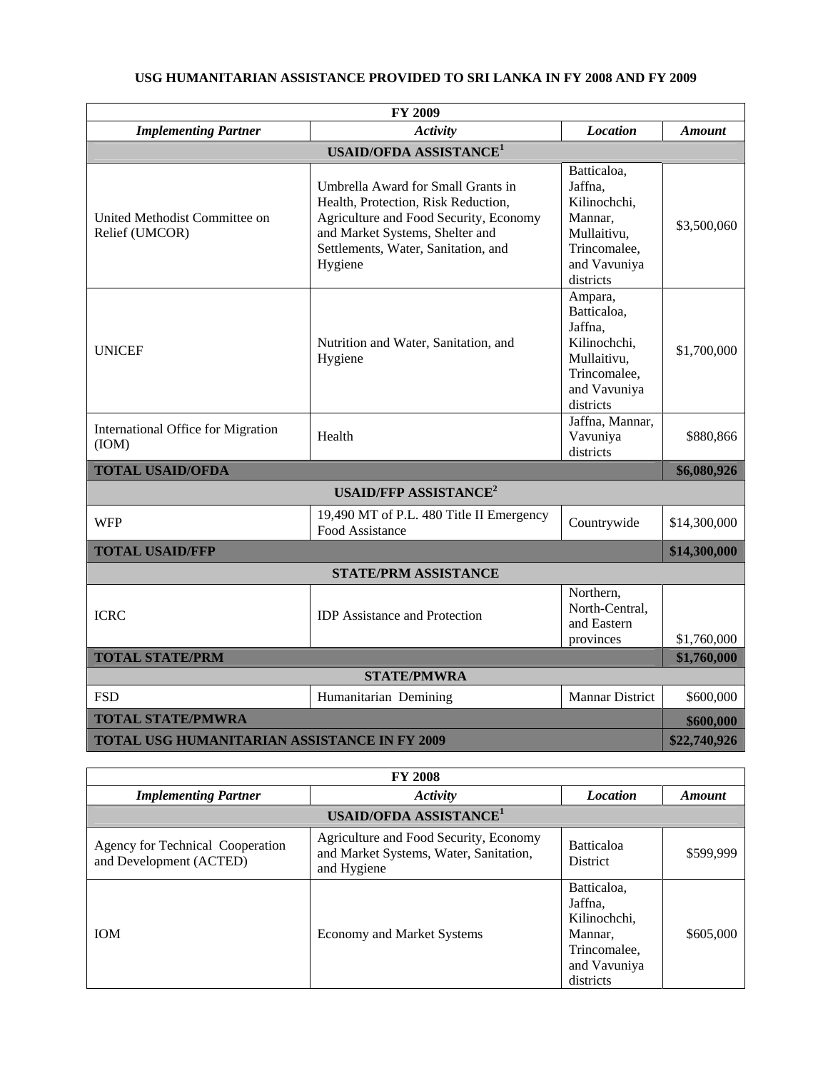**USG HUMANITARIAN ASSISTANCE PROVIDED TO SRI LANKA IN FY 2008 AND FY 2009**

| FY 2009 | | | |
|---|---|---|---|
| ***Implementing Partner*** | ***Activity*** | ***Location*** | ***Amount*** |
| **USAID/OFDA ASSISTANCE[1]** | | | |
| United Methodist Committee on Relief (UMCOR) | Umbrella Award for Small Grants in Health, Protection, Risk Reduction, Agriculture and Food Security, Economy and Market Systems, Shelter and Settlements, Water, Sanitation, and Hygiene | Batticaloa, Jaffna, Kilinochchi, Mannar, Mullaitivu, Trincomalee, and Vavuniya districts | $3,500,060 |
| UNICEF | Nutrition and Water, Sanitation, and Hygiene | Ampara, Batticaloa, Jaffna, Kilinochchi, Mullaitivu, Trincomalee, and Vavuniya districts | $1,700,000 |
| International Office for Migration (IOM) | Health | Jaffna, Mannar, Vavuniya districts | $880,866 |
| **TOTAL USAID/OFDA** | | | **$6,080,926** |
| **USAID/FFP ASSISTANCE[2]** | | | |
| WFP | 19,490 MT of P.L. 480 Title II Emergency Food Assistance | Countrywide | $14,300,000 |
| **TOTAL USAID/FFP** | | | **$14,300,000** |
| **STATE/PRM ASSISTANCE** | | | |
| ICRC | IDP Assistance and Protection | Northern, North-Central, and Eastern provinces | $1,760,000 |
| **TOTAL STATE/PRM** | | | **$1,760,000** |
| **STATE/PMWRA** | | | |
| FSD | Humanitarian Demining | Mannar District | $600,000 |
| **TOTAL STATE/PMWRA** | | | **$600,000** |
| **TOTAL USG HUMANITARIAN ASSISTANCE IN FY 2009** | | | **$22,740,926** |

| FY 2008 | | | |
|---|---|---|---|
| ***Implementing Partner*** | ***Activity*** | ***Location*** | ***Amount*** |
| **USAID/OFDA ASSISTANCE[1]** | | | |
| Agency for Technical Cooperation and Development (ACTED) | Agriculture and Food Security, Economy and Market Systems, Water, Sanitation, and Hygiene | Batticaloa District | $599,999 |
| IOM | Economy and Market Systems | Batticaloa, Jaffna, Kilinochchi, Mannar, Trincomalee, and Vavuniya districts | $605,000 |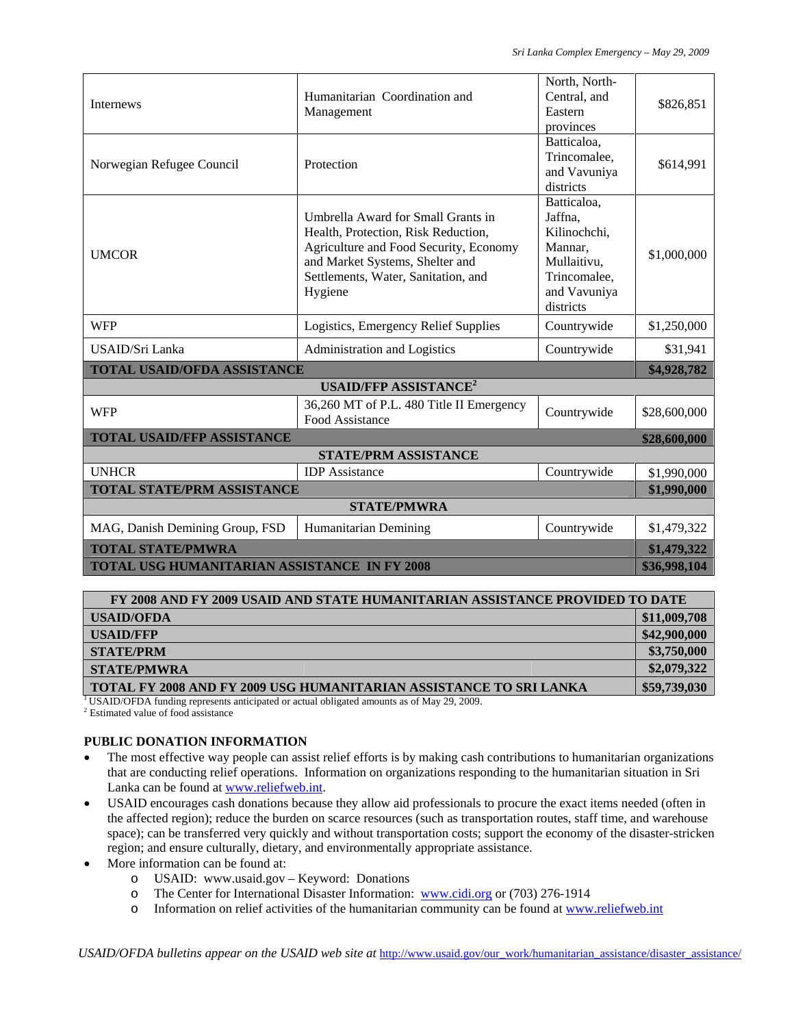| | | | |
|---|---|---|---|
| Internews | Humanitarian Coordination and Management | North, North-Central, and Eastern provinces | $826,851 |
| Norwegian Refugee Council | Protection | Batticaloa, Trincomalee, and Vavuniya districts | $614,991 |
| UMCOR | Umbrella Award for Small Grants in Health, Protection, Risk Reduction, Agriculture and Food Security, Economy and Market Systems, Shelter and Settlements, Water, Sanitation, and Hygiene | Batticaloa, Jaffna, Kilinochchi, Mannar, Mullaitivu, Trincomalee, and Vavuniya districts | $1,000,000 |
| WFP | Logistics, Emergency Relief Supplies | Countrywide | $1,250,000 |
| USAID/Sri Lanka | Administration and Logistics | Countrywide | $31,941 |
| **TOTAL USAID/OFDA ASSISTANCE** | | | **$4,928,782** |
| **USAID/FFP ASSISTANCE[2]** | | | |
| WFP | 36,260 MT of P.L. 480 Title II Emergency Food Assistance | Countrywide | $28,600,000 |
| **TOTAL USAID/FFP ASSISTANCE** | | | **$28,600,000** |
| **STATE/PRM ASSISTANCE** | | | |
| UNHCR | IDP Assistance | Countrywide | $1,990,000 |
| **TOTAL STATE/PRM ASSISTANCE** | | | **$1,990,000** |
| **STATE/PMWRA** | | | |
| MAG, Danish Demining Group, FSD | Humanitarian Demining | Countrywide | $1,479,322 |
| **TOTAL STATE/PMWRA** | | | **$1,479,322** |
| **TOTAL USG HUMANITARIAN ASSISTANCE IN FY 2008** | | | **$36,998,104** |

| **FY 2008 AND FY 2009 USAID AND STATE HUMANITARIAN ASSISTANCE PROVIDED TO DATE** | |
|---|---|
| **USAID/OFDA** | **$11,009,708** |
| **USAID/FFP** | **$42,900,000** |
| **STATE/PRM** | **$3,750,000** |
| **STATE/PMWRA** | **$2,079,322** |
| **TOTAL FY 2008 AND FY 2009 USG HUMANITARIAN ASSISTANCE TO SRI LANKA** | **$59,739,030** |

[1] USAID/OFDA funding represents anticipated or actual obligated amounts as of May 29, 2009.
[2] Estimated value of food assistance

**PUBLIC DONATION INFORMATION**

- The most effective way people can assist relief efforts is by making cash contributions to humanitarian organizations that are conducting relief operations. Information on organizations responding to the humanitarian situation in Sri Lanka can be found at www.reliefweb.int.
- USAID encourages cash donations because they allow aid professionals to procure the exact items needed (often in the affected region); reduce the burden on scarce resources (such as transportation routes, staff time, and warehouse space); can be transferred very quickly and without transportation costs; support the economy of the disaster-stricken region; and ensure culturally, dietary, and environmentally appropriate assistance.
- More information can be found at:
  - USAID: www.usaid.gov – Keyword: Donations
  - The Center for International Disaster Information: www.cidi.org or (703) 276-1914
  - Information on relief activities of the humanitarian community can be found at www.reliefweb.int

*USAID/OFDA bulletins appear on the USAID web site at* http://www.usaid.gov/our_work/humanitarian_assistance/disaster_assistance/